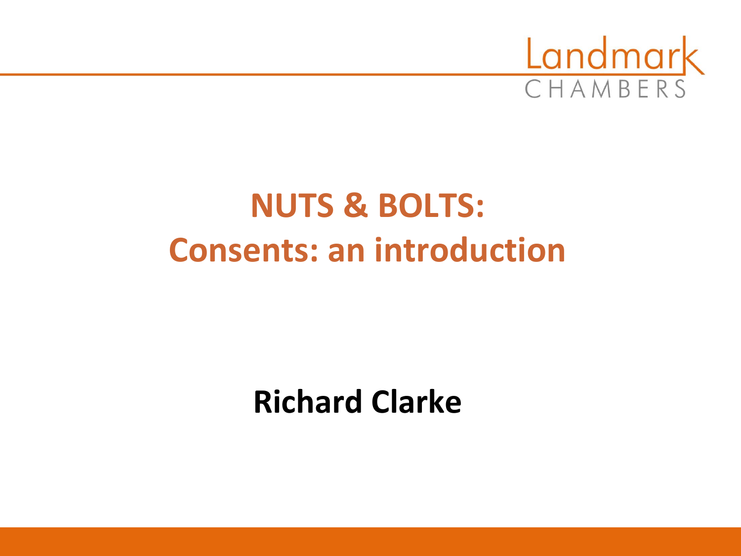Landmark CHAMBERS

# NUTS & BOLTS: Consents: an introduction

**Richard Clarke**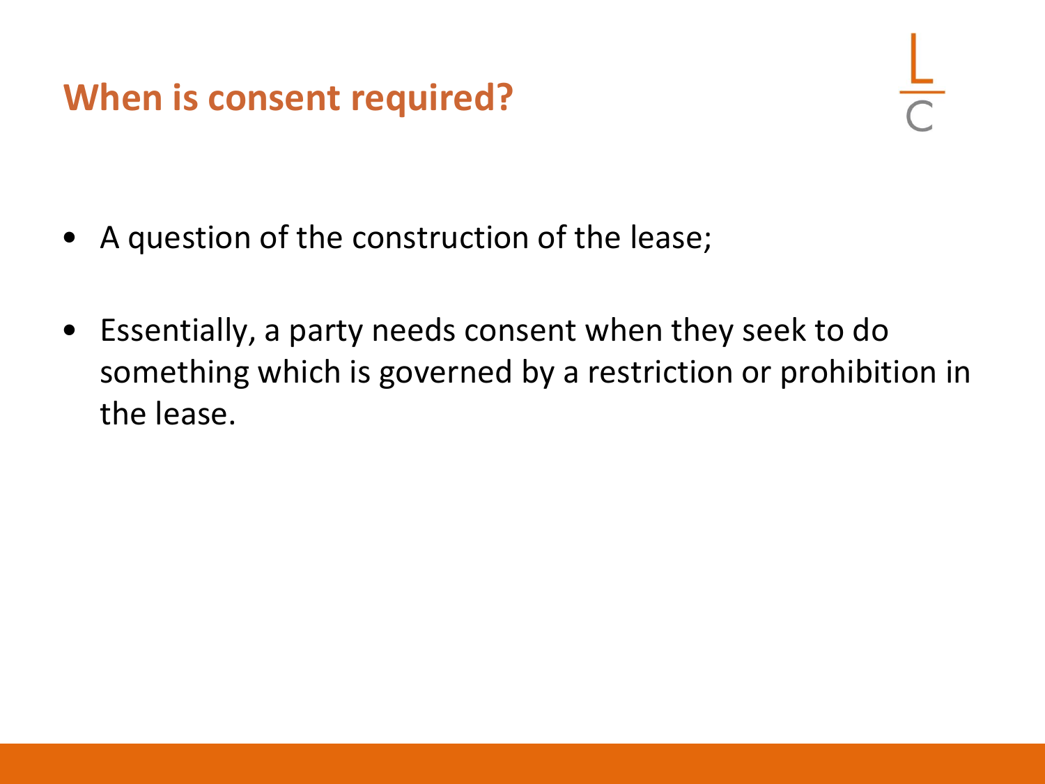## When is consent required?

- A question of the construction of the lease;
- Essentially, a party needs consent when they seek to do something which is governed by a restriction or prohibition in the lease.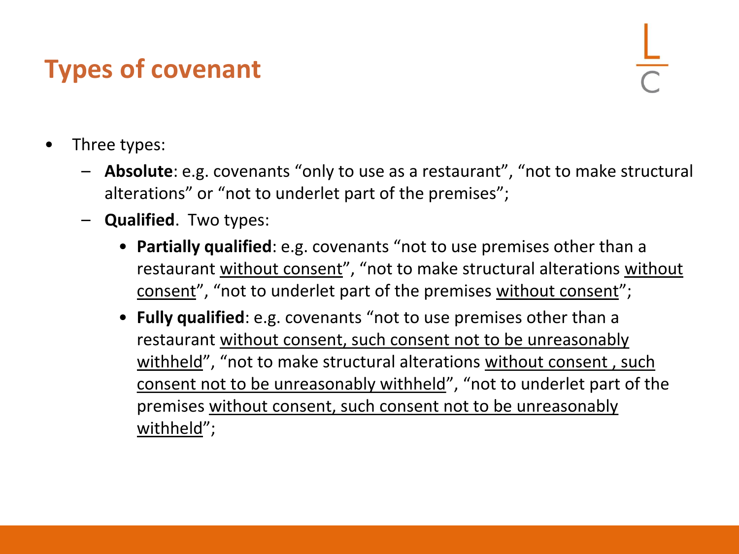# Types of covenant

- Three types:
  - **Absolute**: e.g. covenants "only to use as a restaurant", "not to make structural alterations" or "not to underlet part of the premises";
  - **Qualified**. Two types:
    - **Partially qualified**: e.g. covenants "not to use premises other than a restaurant <u>without consent</u>", "not to make structural alterations <u>without consent</u>", "not to underlet part of the premises <u>without consent</u>";
    - **Fully qualified**: e.g. covenants "not to use premises other than a restaurant <u>without consent, such consent not to be unreasonably withheld</u>", "not to make structural alterations <u>without consent , such consent not to be unreasonably withheld</u>", "not to underlet part of the premises <u>without consent, such consent not to be unreasonably withheld</u>";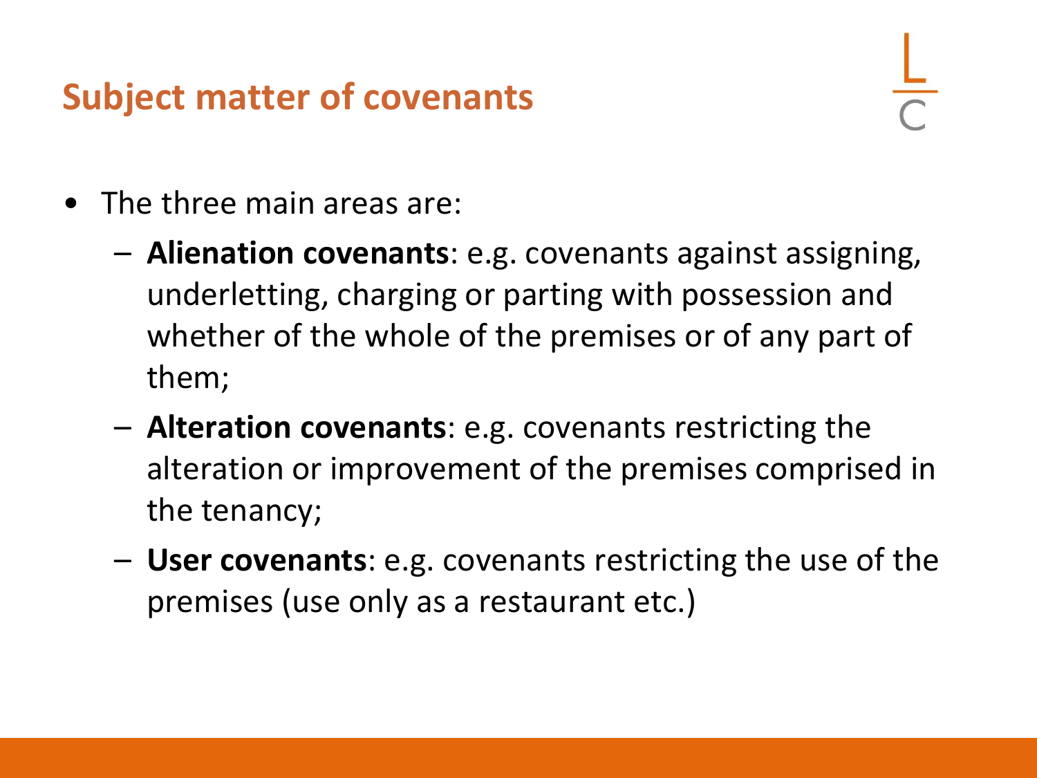# Subject matter of covenants

- The three main areas are:
  - **Alienation covenants**: e.g. covenants against assigning, underletting, charging or parting with possession and whether of the whole of the premises or of any part of them;
  - **Alteration covenants**: e.g. covenants restricting the alteration or improvement of the premises comprised in the tenancy;
  - **User covenants**: e.g. covenants restricting the use of the premises (use only as a restaurant etc.)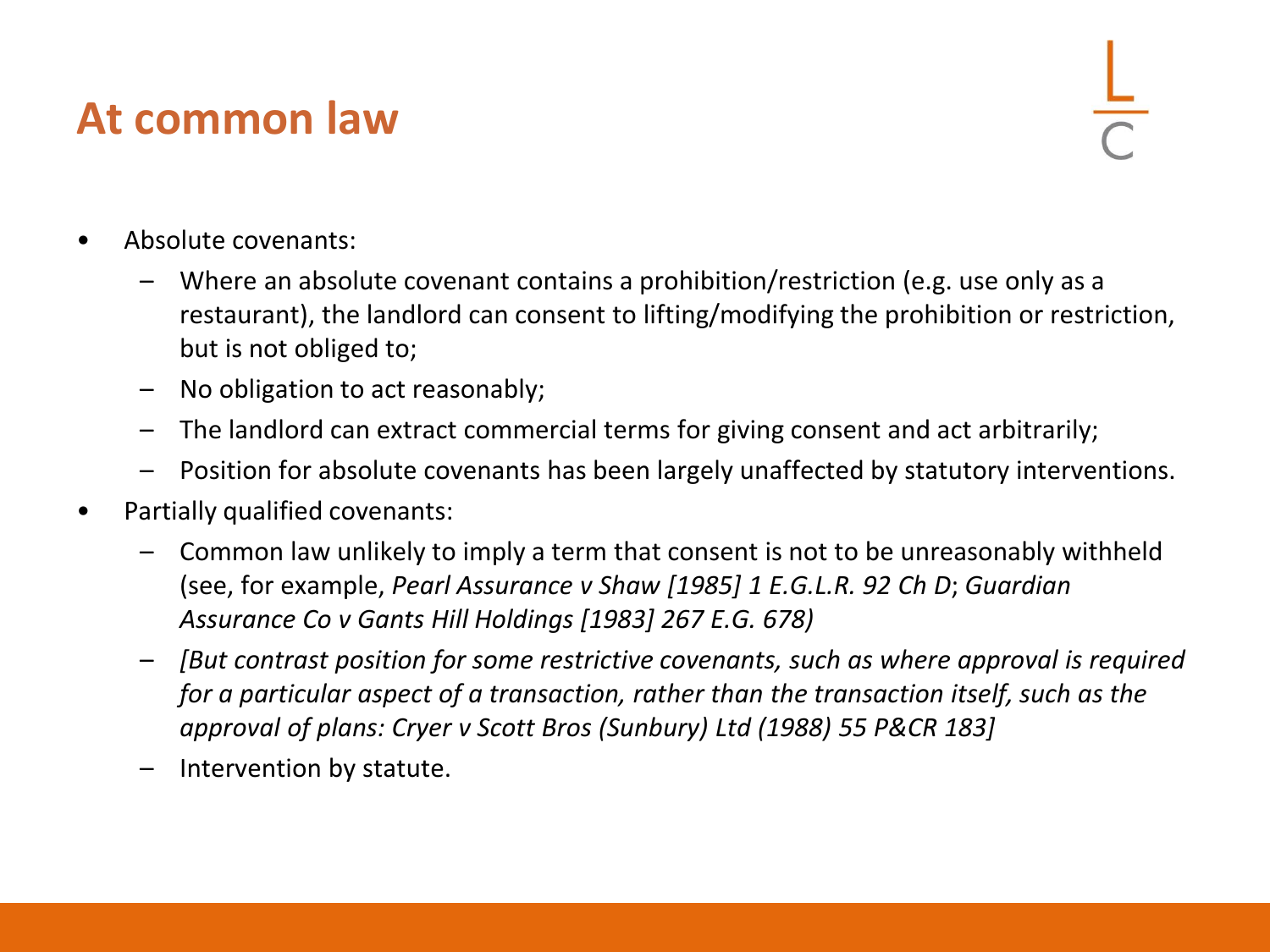# At common law

- Absolute covenants:
  - Where an absolute covenant contains a prohibition/restriction (e.g. use only as a restaurant), the landlord can consent to lifting/modifying the prohibition or restriction, but is not obliged to;
  - No obligation to act reasonably;
  - The landlord can extract commercial terms for giving consent and act arbitrarily;
  - Position for absolute covenants has been largely unaffected by statutory interventions.
- Partially qualified covenants:
  - Common law unlikely to imply a term that consent is not to be unreasonably withheld (see, for example, *Pearl Assurance v Shaw [1985] 1 E.G.L.R. 92 Ch D*; *Guardian Assurance Co v Gants Hill Holdings [1983] 267 E.G. 678)*
  - *[But contrast position for some restrictive covenants, such as where approval is required for a particular aspect of a transaction, rather than the transaction itself, such as the approval of plans: Cryer v Scott Bros (Sunbury) Ltd (1988) 55 P&CR 183]*
  - Intervention by statute.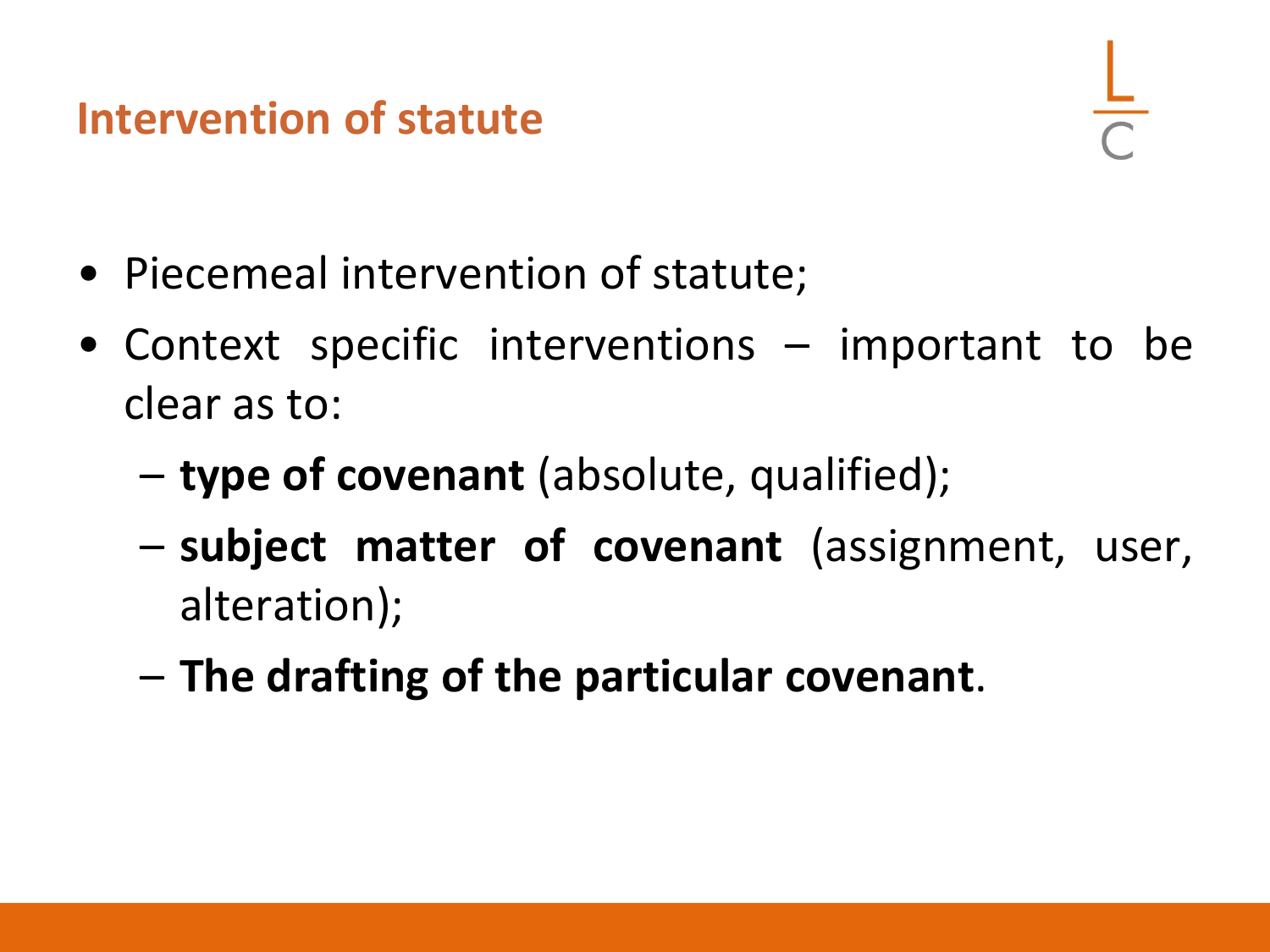## Intervention of statute

- Piecemeal intervention of statute;
- Context specific interventions – important to be clear as to:
  - **type of covenant** (absolute, qualified);
  - **subject matter of covenant** (assignment, user, alteration);
  - **The drafting of the particular covenant**.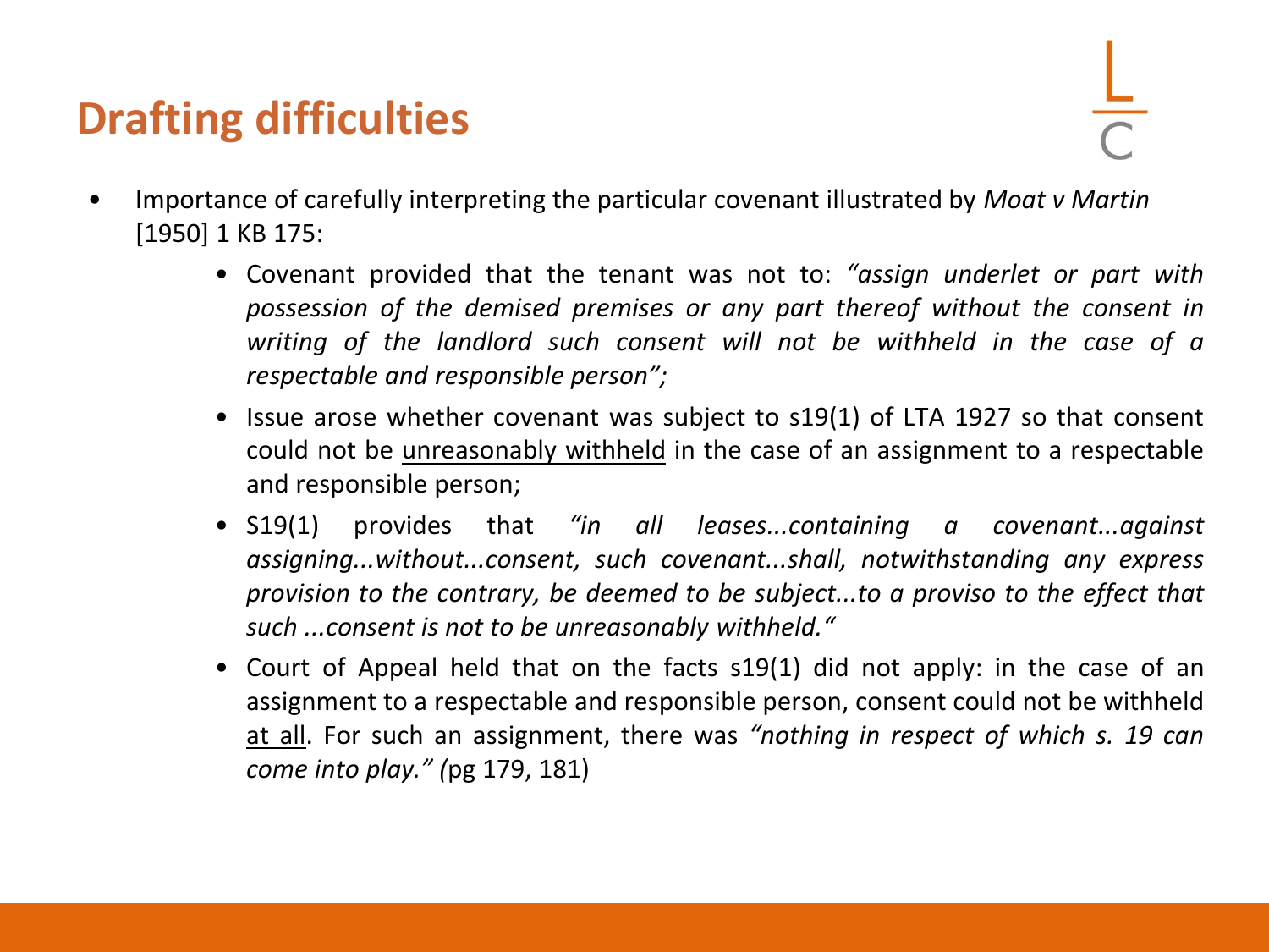# Drafting difficulties

- Importance of carefully interpreting the particular covenant illustrated by *Moat v Martin* [1950] 1 KB 175:
  - Covenant provided that the tenant was not to: *"assign underlet or part with possession of the demised premises or any part thereof without the consent in writing of the landlord such consent will not be withheld in the case of a respectable and responsible person";*
  - Issue arose whether covenant was subject to s19(1) of LTA 1927 so that consent could not be <u>unreasonably withheld</u> in the case of an assignment to a respectable and responsible person;
  - S19(1) provides that *"in all leases...containing a covenant...against assigning...without...consent, such covenant...shall, notwithstanding any express provision to the contrary, be deemed to be subject...to a proviso to the effect that such ...consent is not to be unreasonably withheld."*
  - Court of Appeal held that on the facts s19(1) did not apply: in the case of an assignment to a respectable and responsible person, consent could not be withheld <u>at all</u>. For such an assignment, there was *"nothing in respect of which s. 19 can come into play." (*pg 179, 181)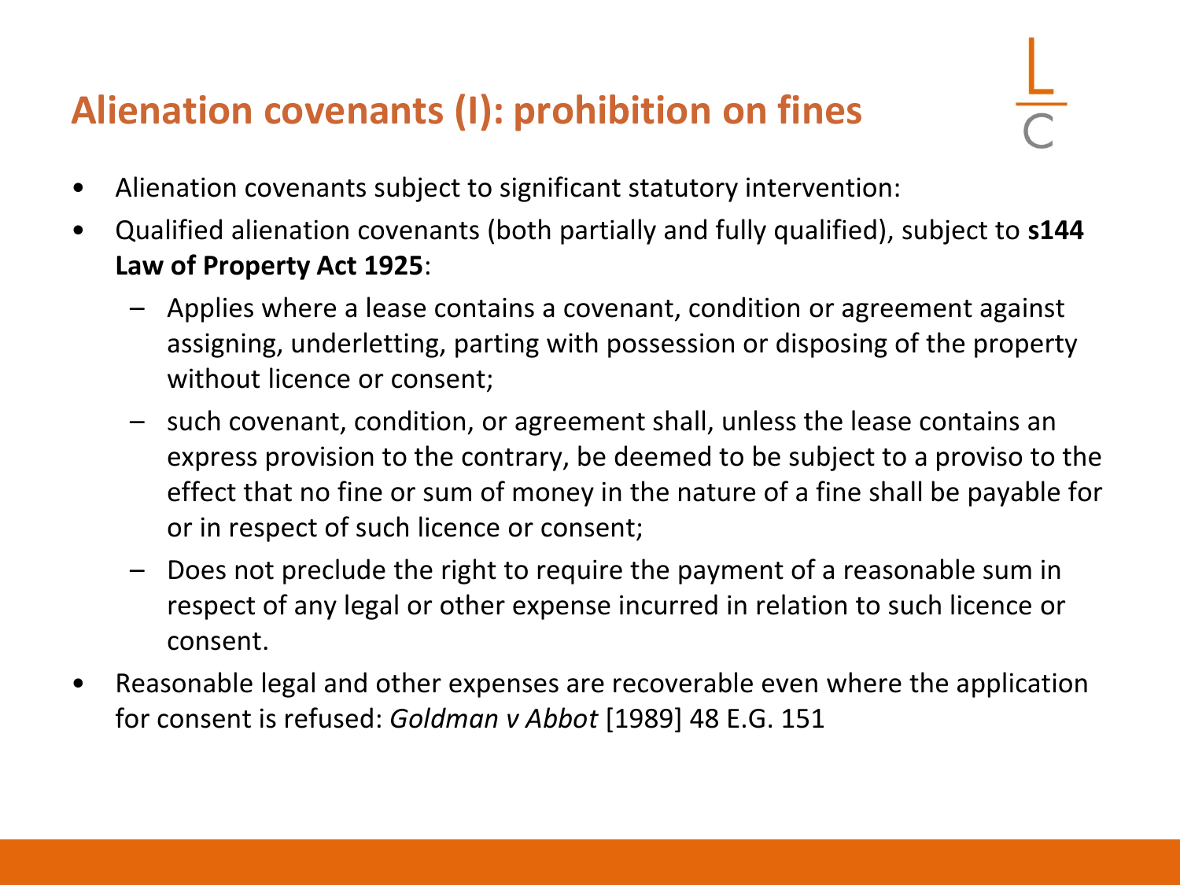## Alienation covenants (I): prohibition on fines

- Alienation covenants subject to significant statutory intervention:
- Qualified alienation covenants (both partially and fully qualified), subject to **s144 Law of Property Act 1925**:
  - Applies where a lease contains a covenant, condition or agreement against assigning, underletting, parting with possession or disposing of the property without licence or consent;
  - such covenant, condition, or agreement shall, unless the lease contains an express provision to the contrary, be deemed to be subject to a proviso to the effect that no fine or sum of money in the nature of a fine shall be payable for or in respect of such licence or consent;
  - Does not preclude the right to require the payment of a reasonable sum in respect of any legal or other expense incurred in relation to such licence or consent.
- Reasonable legal and other expenses are recoverable even where the application for consent is refused: *Goldman v Abbot* [1989] 48 E.G. 151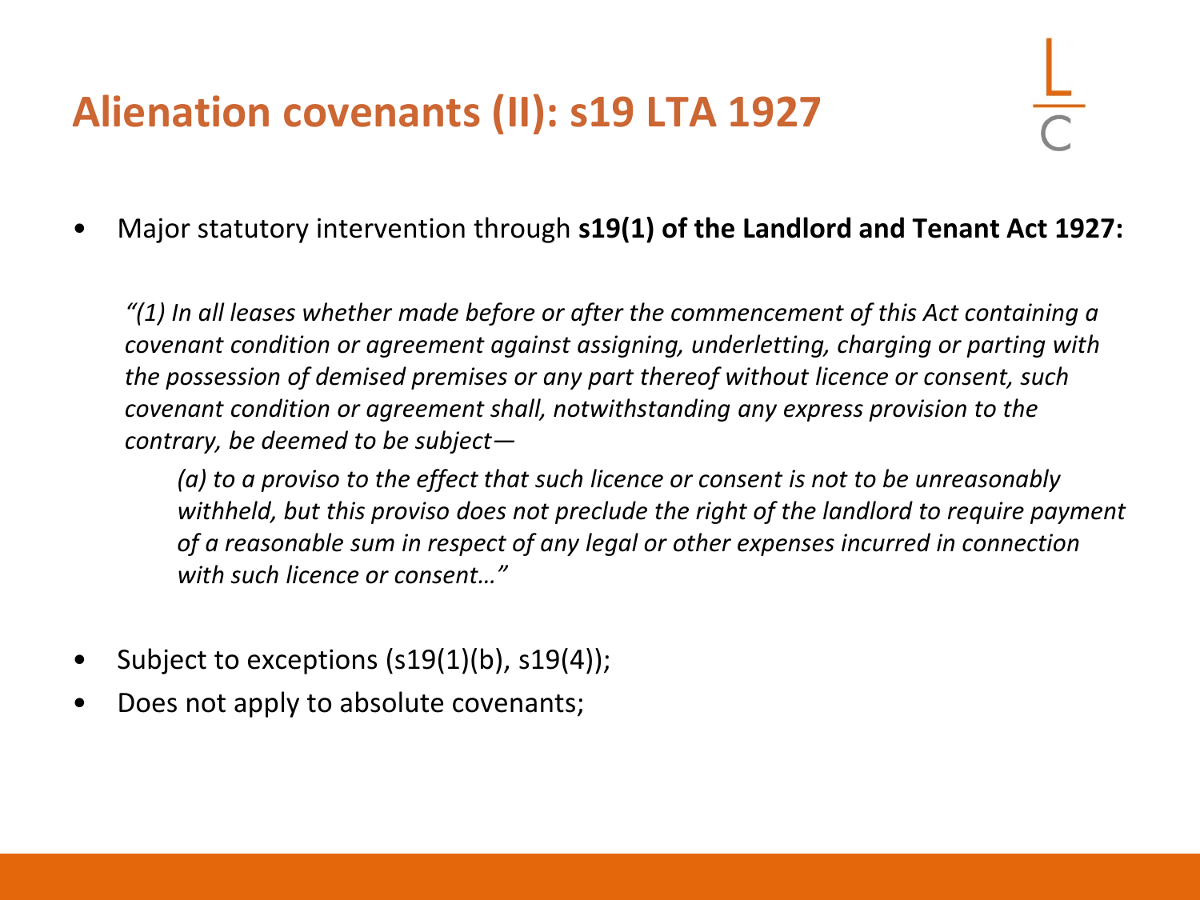# Alienation covenants (II): s19 LTA 1927

- Major statutory intervention through **s19(1) of the Landlord and Tenant Act 1927:**

> *"(1) In all leases whether made before or after the commencement of this Act containing a covenant condition or agreement against assigning, underletting, charging or parting with the possession of demised premises or any part thereof without licence or consent, such covenant condition or agreement shall, notwithstanding any express provision to the contrary, be deemed to be subject—*
>
> > *(a) to a proviso to the effect that such licence or consent is not to be unreasonably withheld, but this proviso does not preclude the right of the landlord to require payment of a reasonable sum in respect of any legal or other expenses incurred in connection with such licence or consent…"*

- Subject to exceptions (s19(1)(b), s19(4));
- Does not apply to absolute covenants;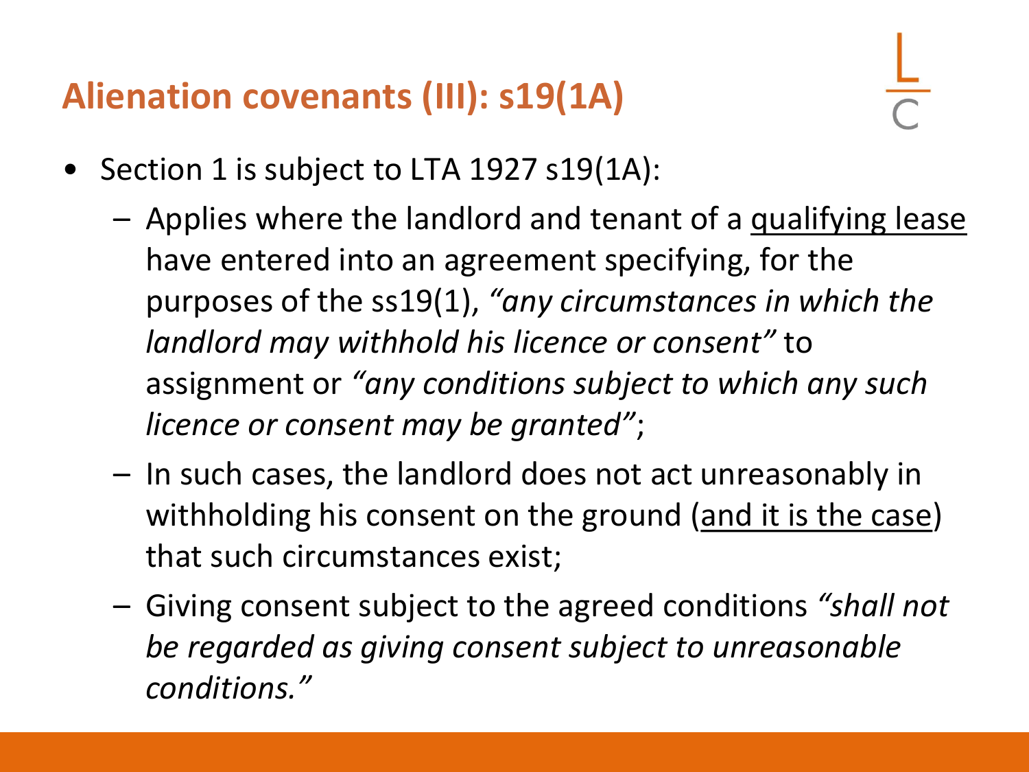## Alienation covenants (III): s19(1A)

- Section 1 is subject to LTA 1927 s19(1A):
  - Applies where the landlord and tenant of a <u>qualifying lease</u> have entered into an agreement specifying, for the purposes of the ss19(1), *"any circumstances in which the landlord may withhold his licence or consent"* to assignment or *"any conditions subject to which any such licence or consent may be granted"*;
  - In such cases, the landlord does not act unreasonably in withholding his consent on the ground (<u>and it is the case</u>) that such circumstances exist;
  - Giving consent subject to the agreed conditions *"shall not be regarded as giving consent subject to unreasonable conditions."*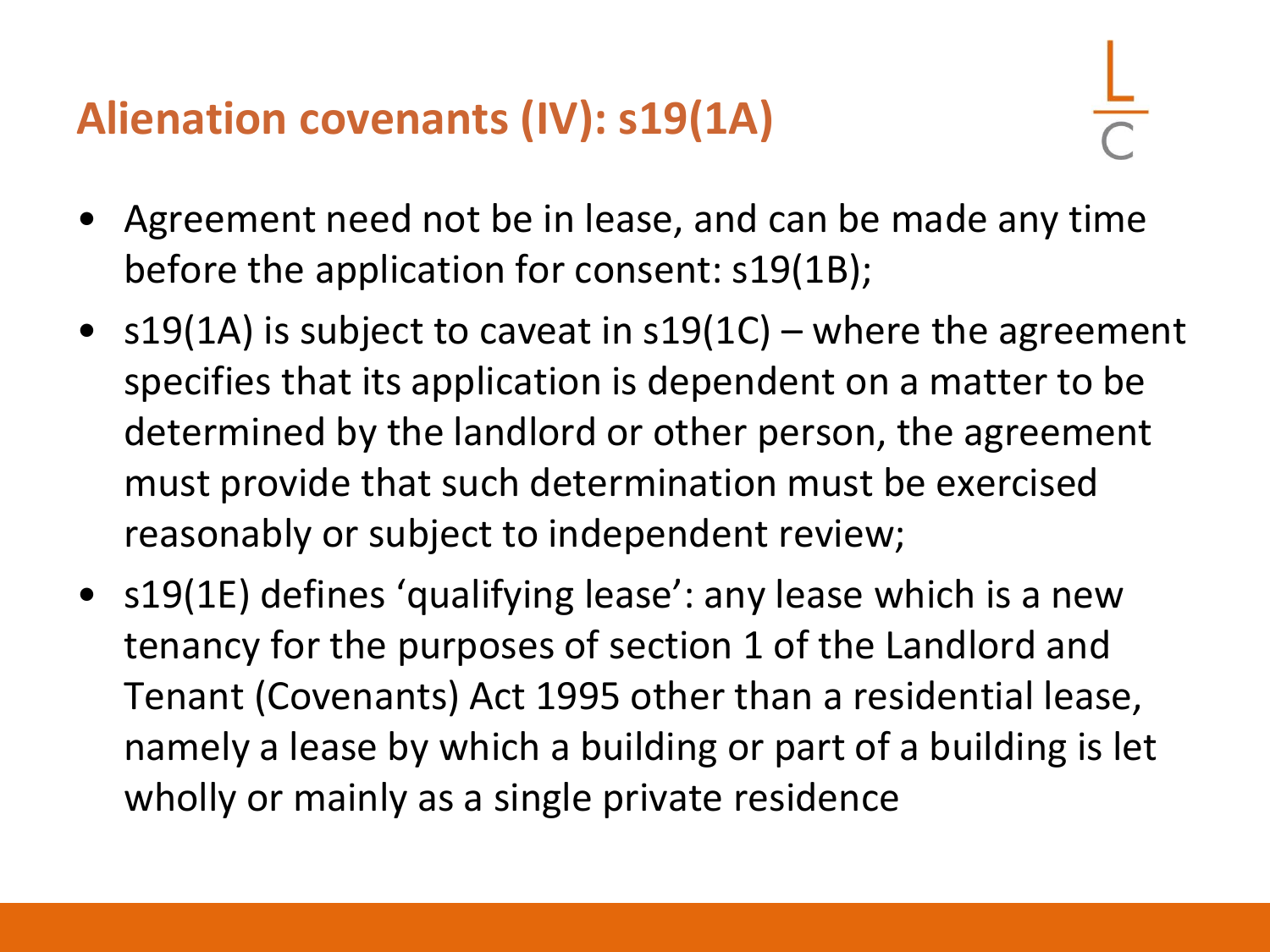## Alienation covenants (IV): s19(1A)

- Agreement need not be in lease, and can be made any time before the application for consent: s19(1B);
- s19(1A) is subject to caveat in s19(1C) – where the agreement specifies that its application is dependent on a matter to be determined by the landlord or other person, the agreement must provide that such determination must be exercised reasonably or subject to independent review;
- s19(1E) defines 'qualifying lease': any lease which is a new tenancy for the purposes of section 1 of the Landlord and Tenant (Covenants) Act 1995 other than a residential lease, namely a lease by which a building or part of a building is let wholly or mainly as a single private residence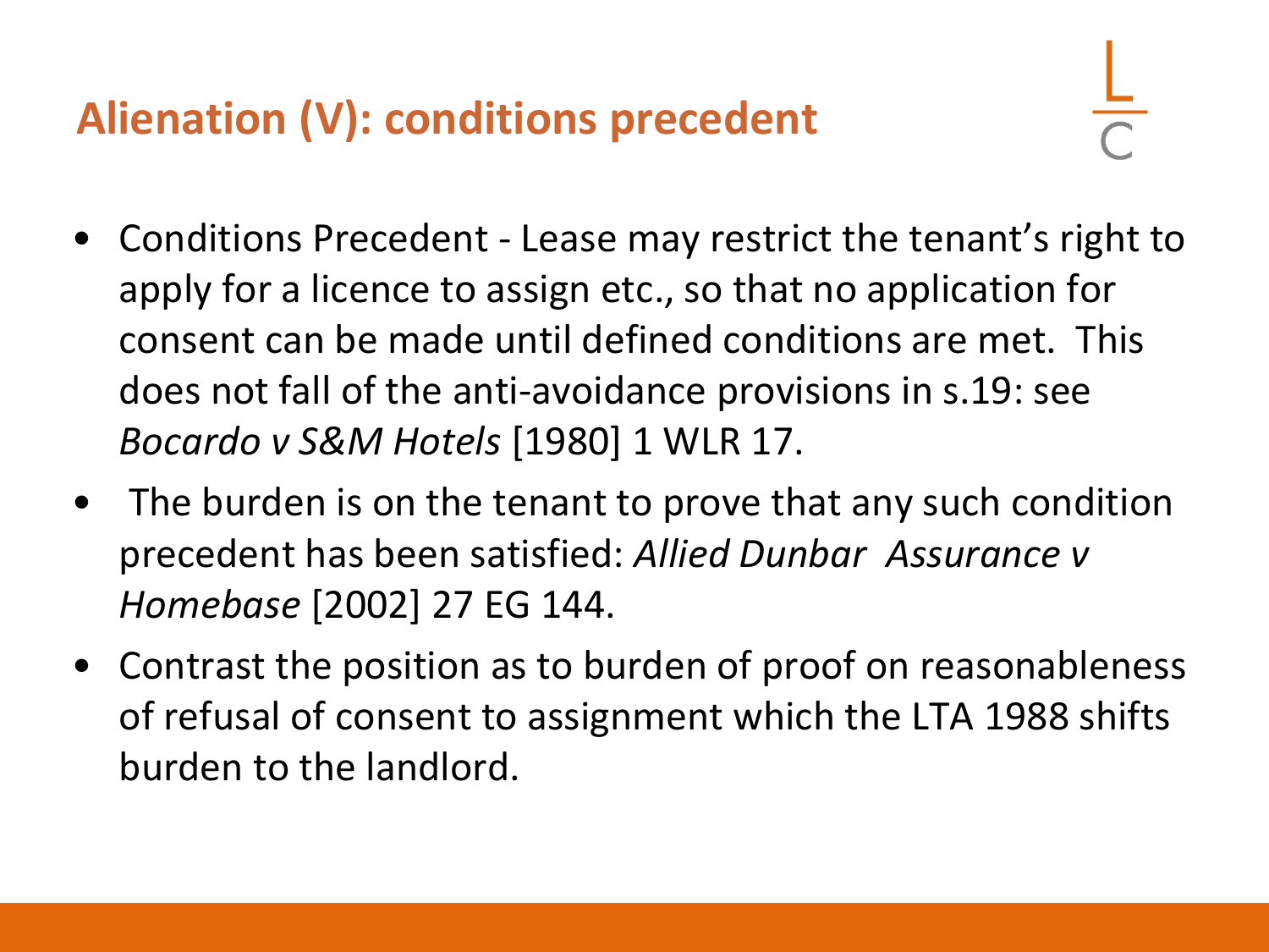## Alienation (V): conditions precedent

- Conditions Precedent - Lease may restrict the tenant's right to apply for a licence to assign etc., so that no application for consent can be made until defined conditions are met. This does not fall of the anti-avoidance provisions in s.19: see *Bocardo v S&M Hotels* [1980] 1 WLR 17.
- The burden is on the tenant to prove that any such condition precedent has been satisfied: *Allied Dunbar Assurance v Homebase* [2002] 27 EG 144.
- Contrast the position as to burden of proof on reasonableness of refusal of consent to assignment which the LTA 1988 shifts burden to the landlord.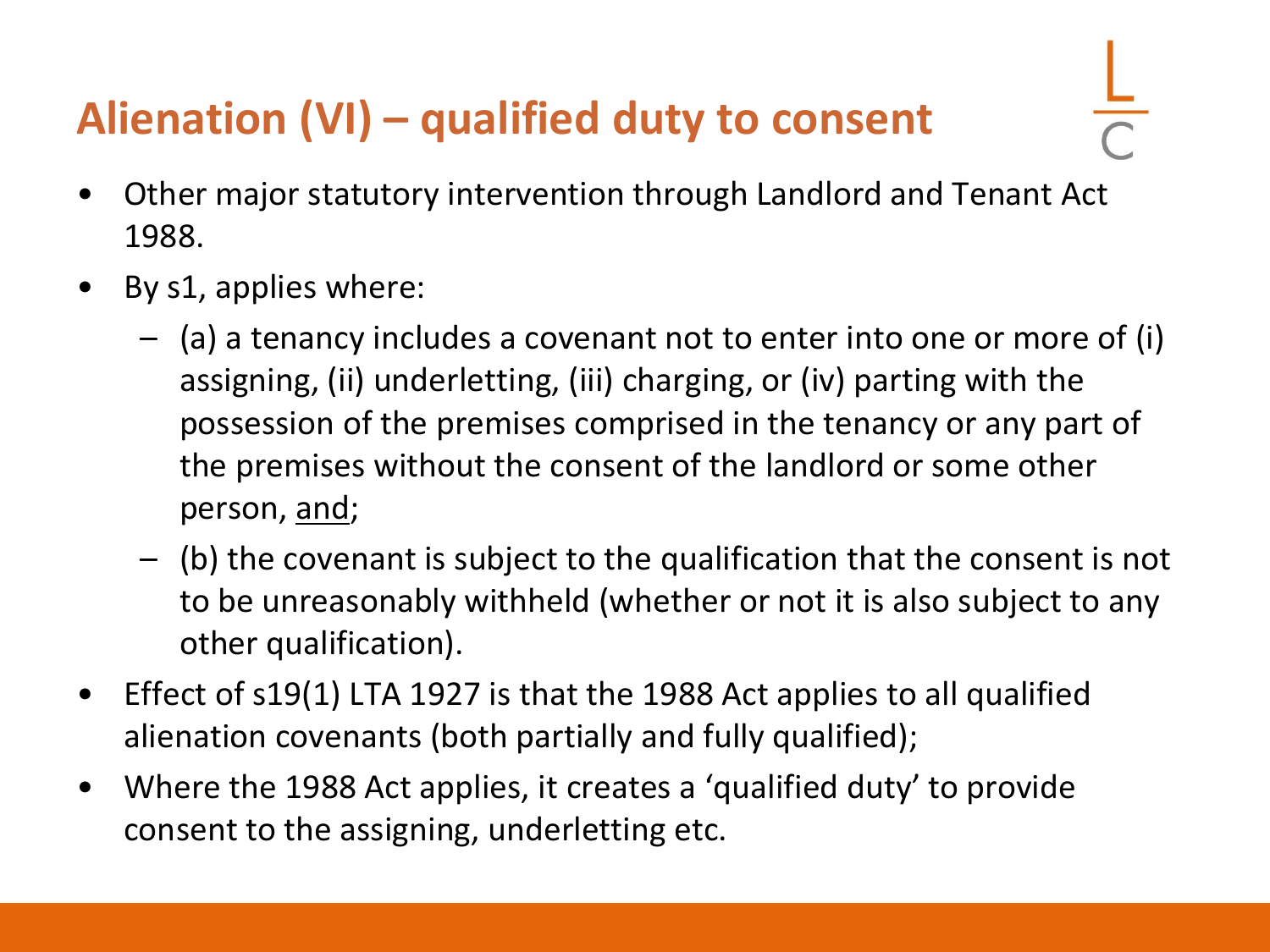# Alienation (VI) – qualified duty to consent

- Other major statutory intervention through Landlord and Tenant Act 1988.
- By s1, applies where:
  - (a) a tenancy includes a covenant not to enter into one or more of (i) assigning, (ii) underletting, (iii) charging, or (iv) parting with the possession of the premises comprised in the tenancy or any part of the premises without the consent of the landlord or some other person, <u>and</u>;
  - (b) the covenant is subject to the qualification that the consent is not to be unreasonably withheld (whether or not it is also subject to any other qualification).
- Effect of s19(1) LTA 1927 is that the 1988 Act applies to all qualified alienation covenants (both partially and fully qualified);
- Where the 1988 Act applies, it creates a 'qualified duty' to provide consent to the assigning, underletting etc.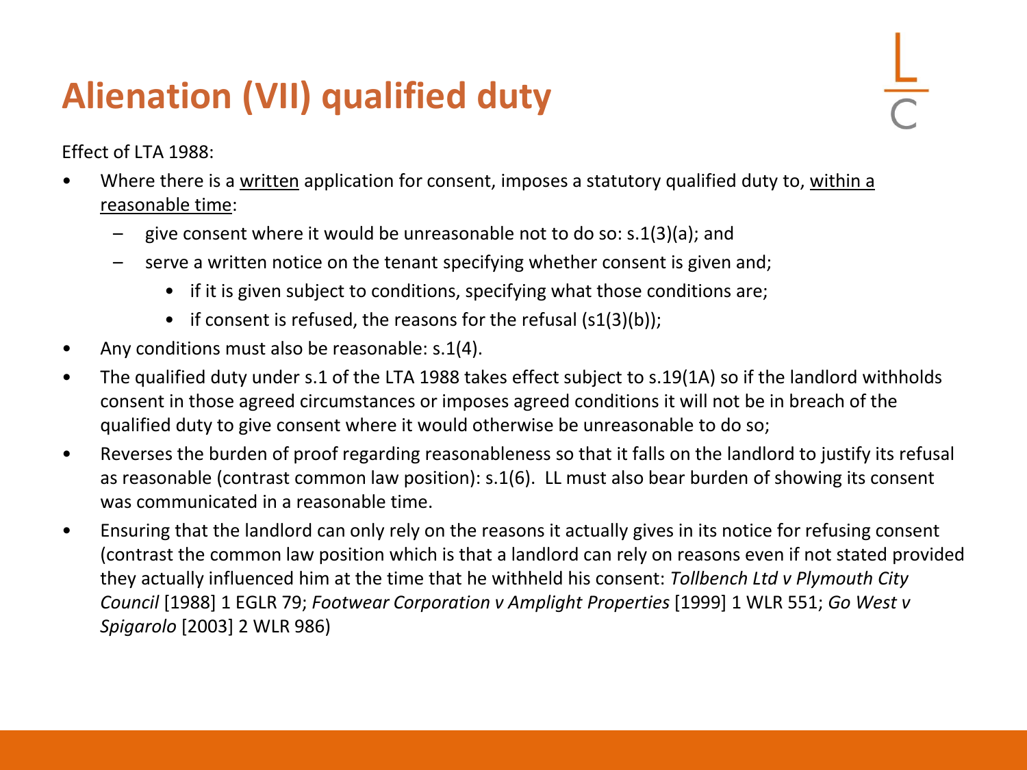# Alienation (VII) qualified duty

Effect of LTA 1988:

- Where there is a written application for consent, imposes a statutory qualified duty to, within a reasonable time:
  - give consent where it would be unreasonable not to do so: s.1(3)(a); and
  - serve a written notice on the tenant specifying whether consent is given and;
    - if it is given subject to conditions, specifying what those conditions are;
    - if consent is refused, the reasons for the refusal (s1(3)(b));
- Any conditions must also be reasonable: s.1(4).
- The qualified duty under s.1 of the LTA 1988 takes effect subject to s.19(1A) so if the landlord withholds consent in those agreed circumstances or imposes agreed conditions it will not be in breach of the qualified duty to give consent where it would otherwise be unreasonable to do so;
- Reverses the burden of proof regarding reasonableness so that it falls on the landlord to justify its refusal as reasonable (contrast common law position): s.1(6). LL must also bear burden of showing its consent was communicated in a reasonable time.
- Ensuring that the landlord can only rely on the reasons it actually gives in its notice for refusing consent (contrast the common law position which is that a landlord can rely on reasons even if not stated provided they actually influenced him at the time that he withheld his consent: *Tollbench Ltd v Plymouth City Council* [1988] 1 EGLR 79; *Footwear Corporation v Amplight Properties* [1999] 1 WLR 551; *Go West v Spigarolo* [2003] 2 WLR 986)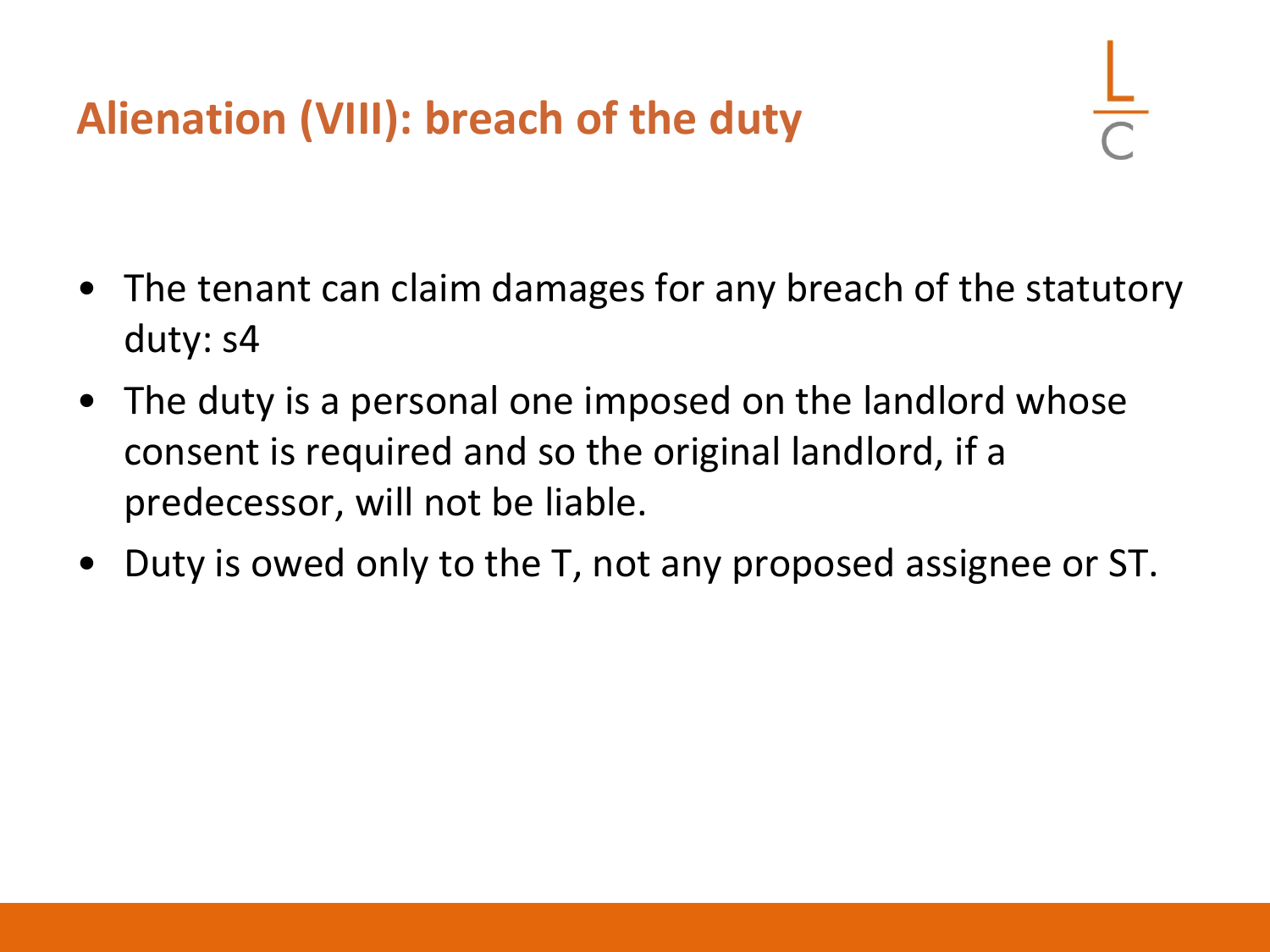# Alienation (VIII): breach of the duty

- The tenant can claim damages for any breach of the statutory duty: s4
- The duty is a personal one imposed on the landlord whose consent is required and so the original landlord, if a predecessor, will not be liable.
- Duty is owed only to the T, not any proposed assignee or ST.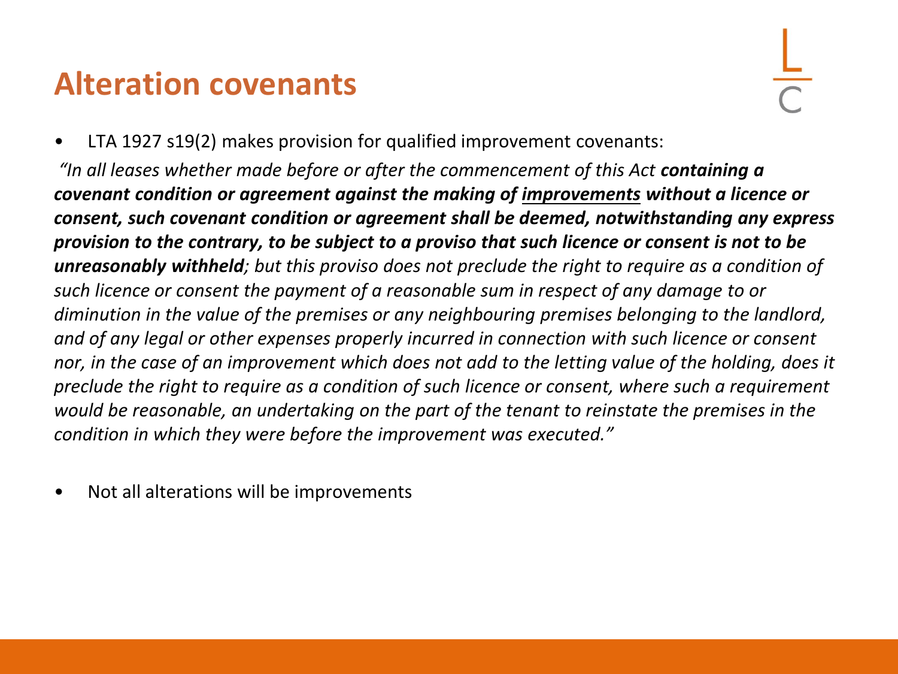# Alteration covenants

- LTA 1927 s19(2) makes provision for qualified improvement covenants:

*"In all leases whether made before or after the commencement of this Act* ***containing a covenant condition or agreement against the making of <u>improvements</u> without a licence or consent, such covenant condition or agreement shall be deemed, notwithstanding any express provision to the contrary, to be subject to a proviso that such licence or consent is not to be unreasonably withheld****; but this proviso does not preclude the right to require as a condition of such licence or consent the payment of a reasonable sum in respect of any damage to or diminution in the value of the premises or any neighbouring premises belonging to the landlord, and of any legal or other expenses properly incurred in connection with such licence or consent nor, in the case of an improvement which does not add to the letting value of the holding, does it preclude the right to require as a condition of such licence or consent, where such a requirement would be reasonable, an undertaking on the part of the tenant to reinstate the premises in the condition in which they were before the improvement was executed."*

- Not all alterations will be improvements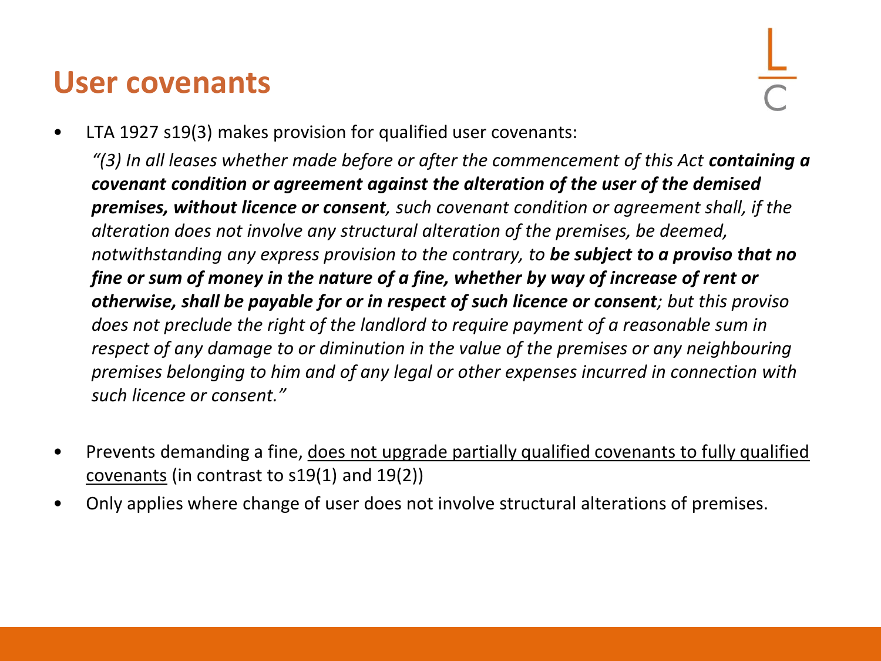# User covenants

- LTA 1927 s19(3) makes provision for qualified user covenants:

  *"(3) In all leases whether made before or after the commencement of this Act* ***containing a covenant condition or agreement against the alteration of the user of the demised premises, without licence or consent****, such covenant condition or agreement shall, if the alteration does not involve any structural alteration of the premises, be deemed, notwithstanding any express provision to the contrary, to* ***be subject to a proviso that no fine or sum of money in the nature of a fine, whether by way of increase of rent or otherwise, shall be payable for or in respect of such licence or consent****; but this proviso does not preclude the right of the landlord to require payment of a reasonable sum in respect of any damage to or diminution in the value of the premises or any neighbouring premises belonging to him and of any legal or other expenses incurred in connection with such licence or consent."*

- Prevents demanding a fine, <u>does not upgrade partially qualified covenants to fully qualified covenants</u> (in contrast to s19(1) and 19(2))
- Only applies where change of user does not involve structural alterations of premises.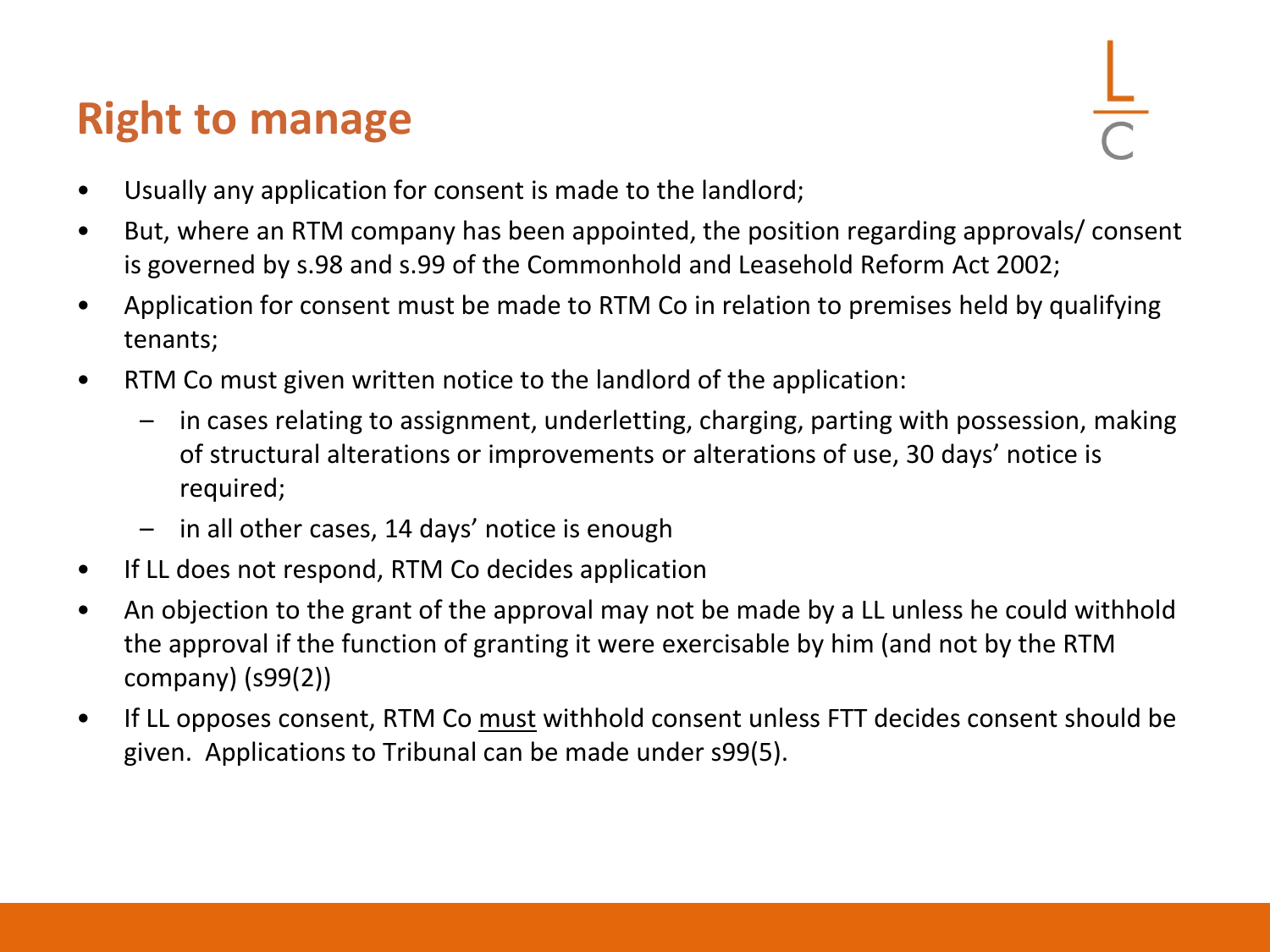# Right to manage

- Usually any application for consent is made to the landlord;
- But, where an RTM company has been appointed, the position regarding approvals/ consent is governed by s.98 and s.99 of the Commonhold and Leasehold Reform Act 2002;
- Application for consent must be made to RTM Co in relation to premises held by qualifying tenants;
- RTM Co must given written notice to the landlord of the application:
  - in cases relating to assignment, underletting, charging, parting with possession, making of structural alterations or improvements or alterations of use, 30 days' notice is required;
  - in all other cases, 14 days' notice is enough
- If LL does not respond, RTM Co decides application
- An objection to the grant of the approval may not be made by a LL unless he could withhold the approval if the function of granting it were exercisable by him (and not by the RTM company) (s99(2))
- If LL opposes consent, RTM Co <u>must</u> withhold consent unless FTT decides consent should be given. Applications to Tribunal can be made under s99(5).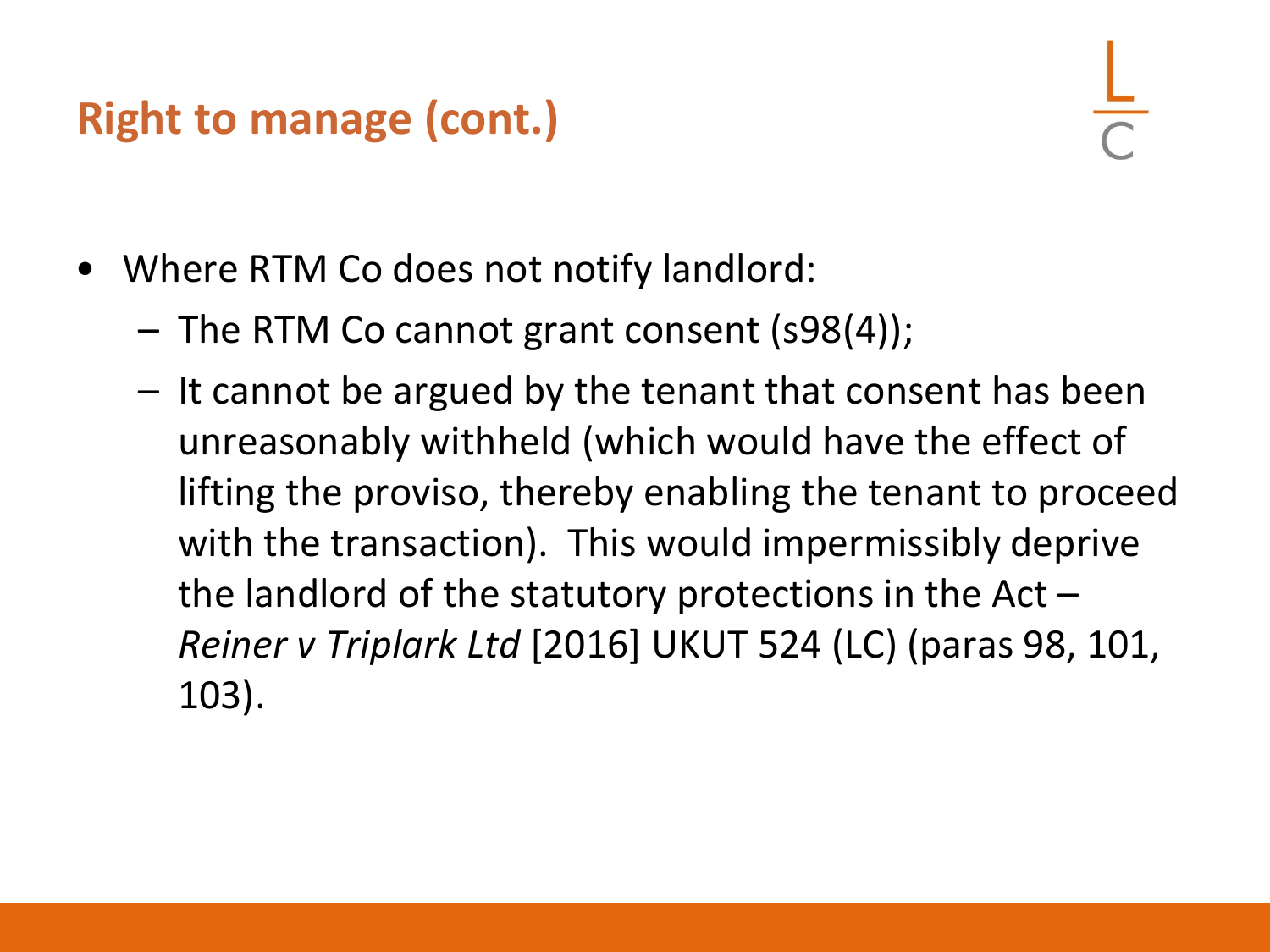## Right to manage (cont.)

- Where RTM Co does not notify landlord:
  - The RTM Co cannot grant consent (s98(4));
  - It cannot be argued by the tenant that consent has been unreasonably withheld (which would have the effect of lifting the proviso, thereby enabling the tenant to proceed with the transaction). This would impermissibly deprive the landlord of the statutory protections in the Act – *Reiner v Triplark Ltd* [2016] UKUT 524 (LC) (paras 98, 101, 103).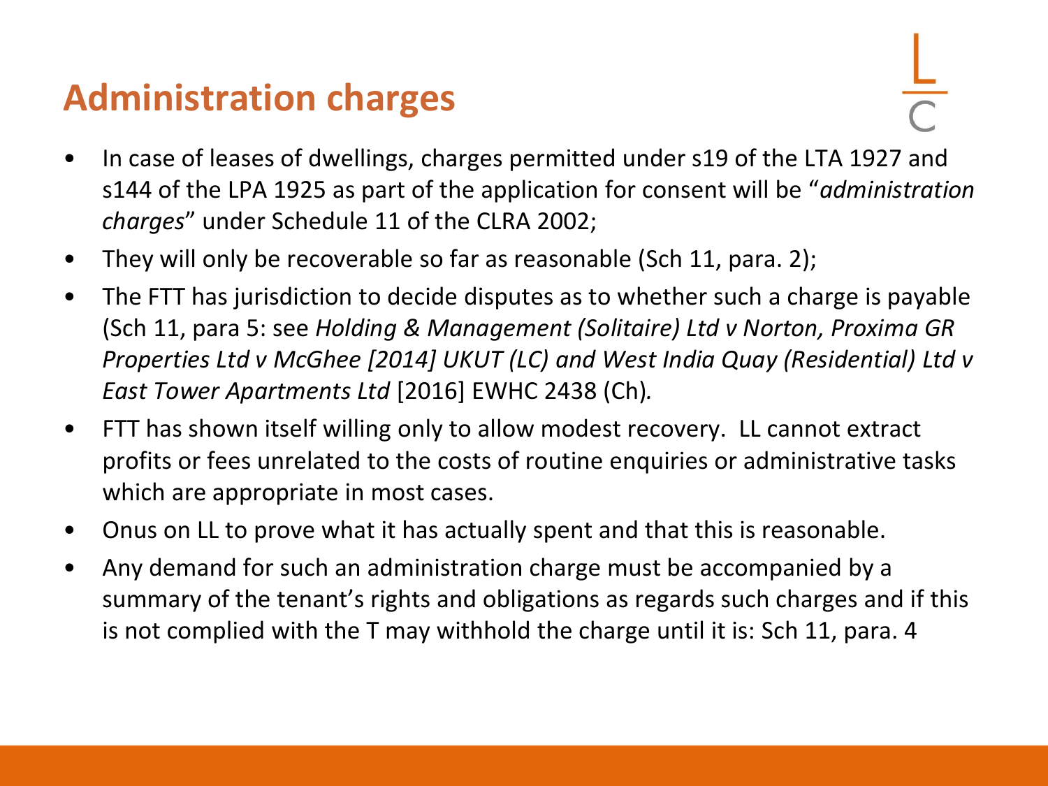# Administration charges

- In case of leases of dwellings, charges permitted under s19 of the LTA 1927 and s144 of the LPA 1925 as part of the application for consent will be "*administration charges*" under Schedule 11 of the CLRA 2002;
- They will only be recoverable so far as reasonable (Sch 11, para. 2);
- The FTT has jurisdiction to decide disputes as to whether such a charge is payable (Sch 11, para 5: see *Holding & Management (Solitaire) Ltd v Norton, Proxima GR Properties Ltd v McGhee [2014] UKUT (LC) and West India Quay (Residential) Ltd v East Tower Apartments Ltd* [2016] EWHC 2438 (Ch)*.*
- FTT has shown itself willing only to allow modest recovery. LL cannot extract profits or fees unrelated to the costs of routine enquiries or administrative tasks which are appropriate in most cases.
- Onus on LL to prove what it has actually spent and that this is reasonable.
- Any demand for such an administration charge must be accompanied by a summary of the tenant's rights and obligations as regards such charges and if this is not complied with the T may withhold the charge until it is: Sch 11, para. 4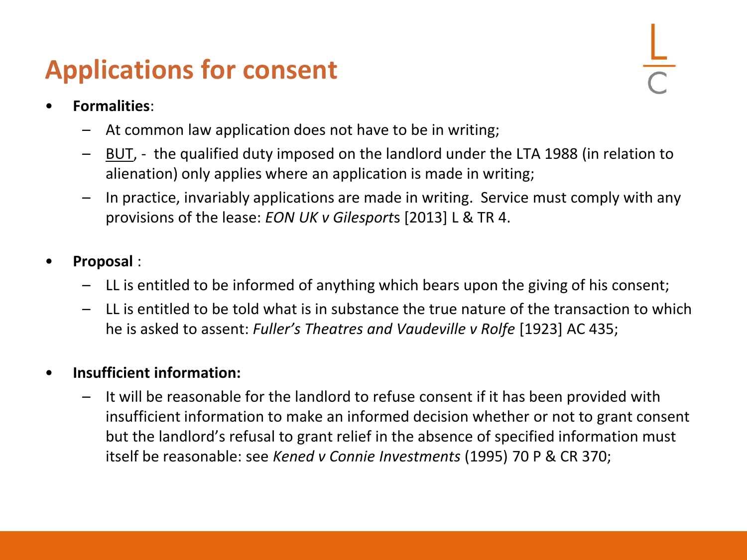# Applications for consent

- **Formalities**:
  - At common law application does not have to be in writing;
  - BUT, - the qualified duty imposed on the landlord under the LTA 1988 (in relation to alienation) only applies where an application is made in writing;
  - In practice, invariably applications are made in writing. Service must comply with any provisions of the lease: *EON UK v Gilesports* [2013] L & TR 4.

- **Proposal** :
  - LL is entitled to be informed of anything which bears upon the giving of his consent;
  - LL is entitled to be told what is in substance the true nature of the transaction to which he is asked to assent: *Fuller's Theatres and Vaudeville v Rolfe* [1923] AC 435;

- **Insufficient information:**
  - It will be reasonable for the landlord to refuse consent if it has been provided with insufficient information to make an informed decision whether or not to grant consent but the landlord's refusal to grant relief in the absence of specified information must itself be reasonable: see *Kened v Connie Investments* (1995) 70 P & CR 370;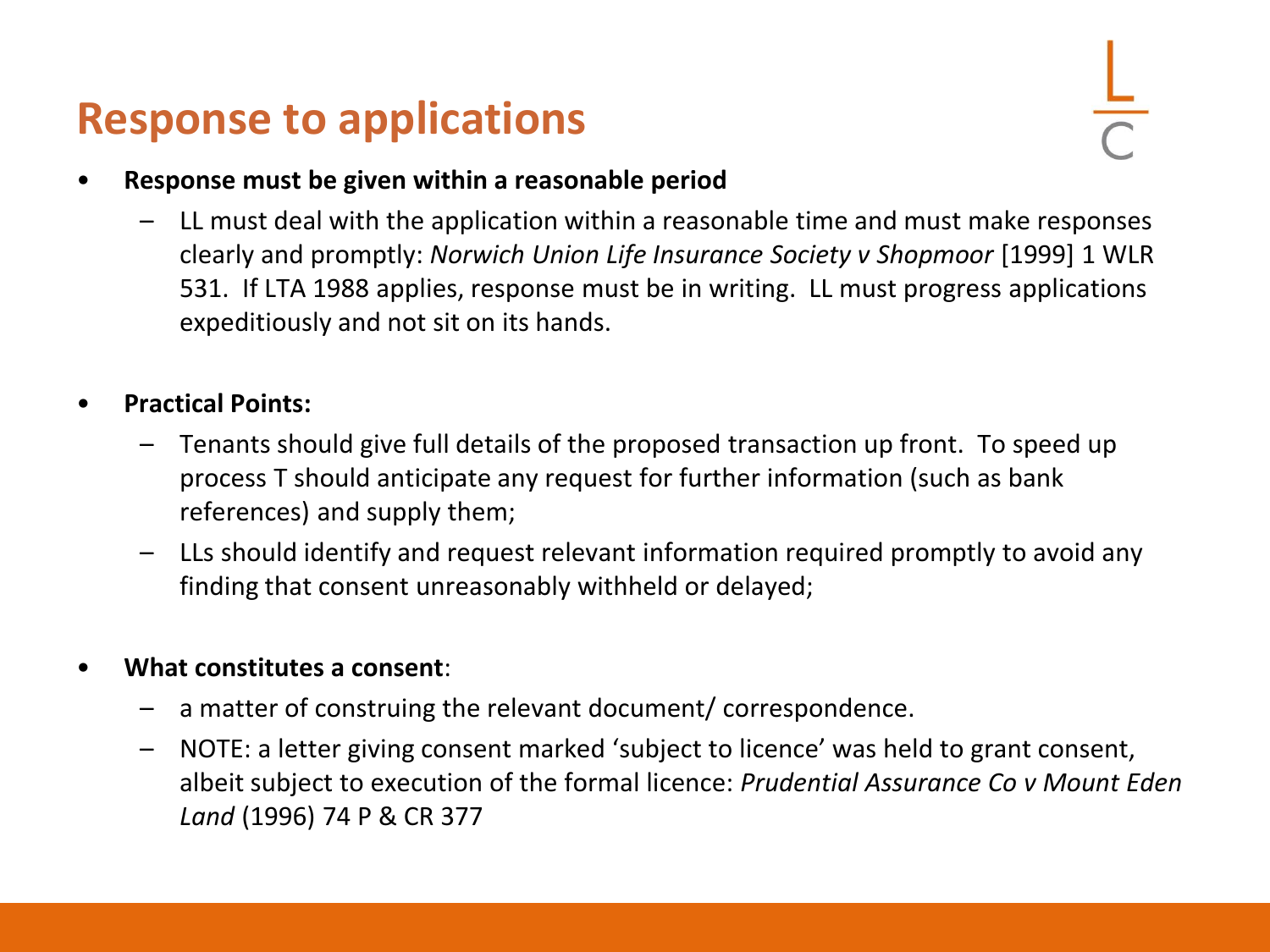# Response to applications

- **Response must be given within a reasonable period**
  - LL must deal with the application within a reasonable time and must make responses clearly and promptly: *Norwich Union Life Insurance Society v Shopmoor* [1999] 1 WLR 531. If LTA 1988 applies, response must be in writing. LL must progress applications expeditiously and not sit on its hands.

- **Practical Points:**
  - Tenants should give full details of the proposed transaction up front. To speed up process T should anticipate any request for further information (such as bank references) and supply them;
  - LLs should identify and request relevant information required promptly to avoid any finding that consent unreasonably withheld or delayed;

- **What constitutes a consent**:
  - a matter of construing the relevant document/ correspondence.
  - NOTE: a letter giving consent marked 'subject to licence' was held to grant consent, albeit subject to execution of the formal licence: *Prudential Assurance Co v Mount Eden Land* (1996) 74 P & CR 377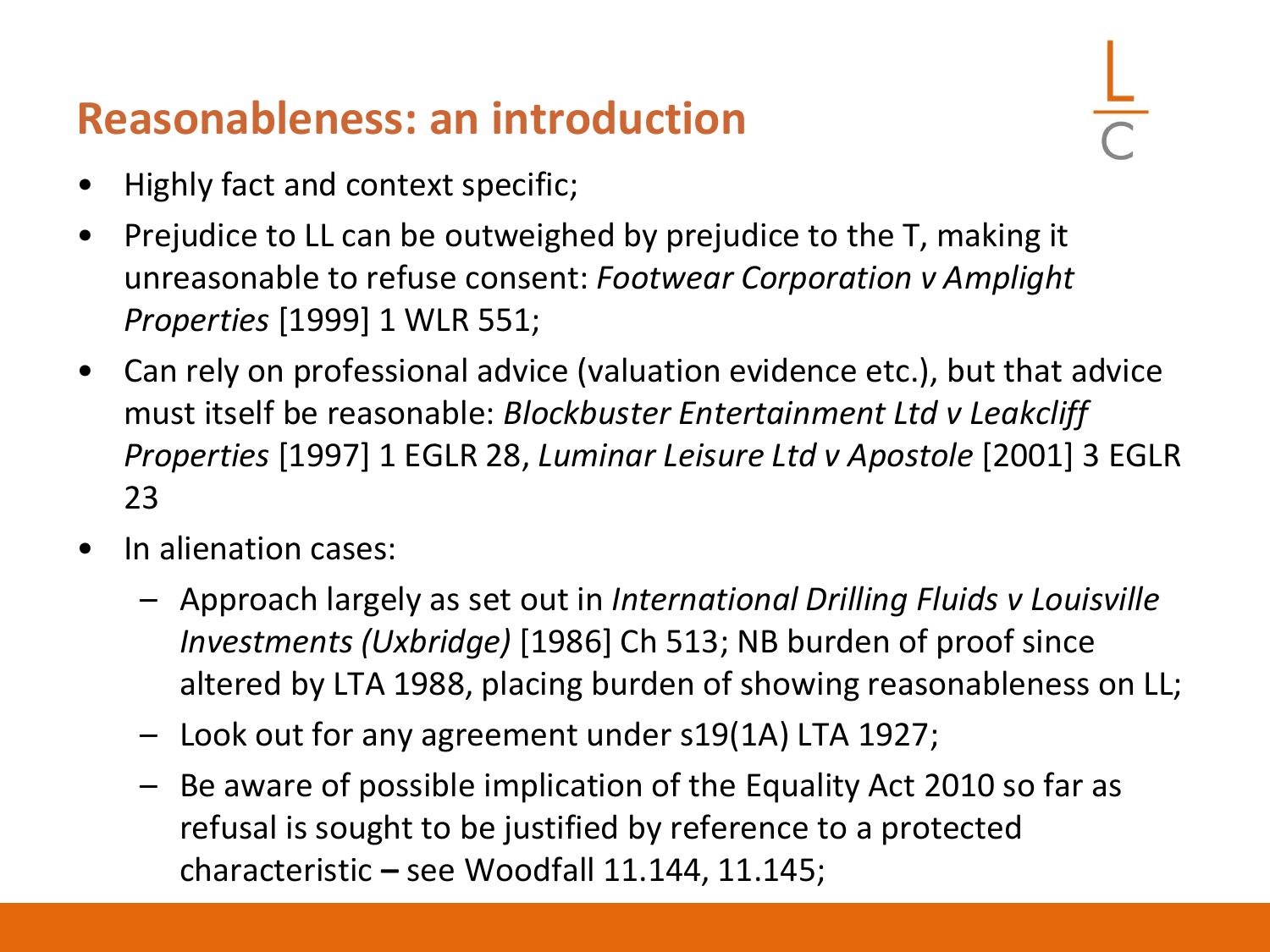## Reasonableness: an introduction

- Highly fact and context specific;
- Prejudice to LL can be outweighed by prejudice to the T, making it unreasonable to refuse consent: *Footwear Corporation v Amplight Properties* [1999] 1 WLR 551;
- Can rely on professional advice (valuation evidence etc.), but that advice must itself be reasonable: *Blockbuster Entertainment Ltd v Leakcliff Properties* [1997] 1 EGLR 28, *Luminar Leisure Ltd v Apostole* [2001] 3 EGLR 23
- In alienation cases:
  - Approach largely as set out in *International Drilling Fluids v Louisville Investments (Uxbridge)* [1986] Ch 513; NB burden of proof since altered by LTA 1988, placing burden of showing reasonableness on LL;
  - Look out for any agreement under s19(1A) LTA 1927;
  - Be aware of possible implication of the Equality Act 2010 so far as refusal is sought to be justified by reference to a protected characteristic **–** see Woodfall 11.144, 11.145;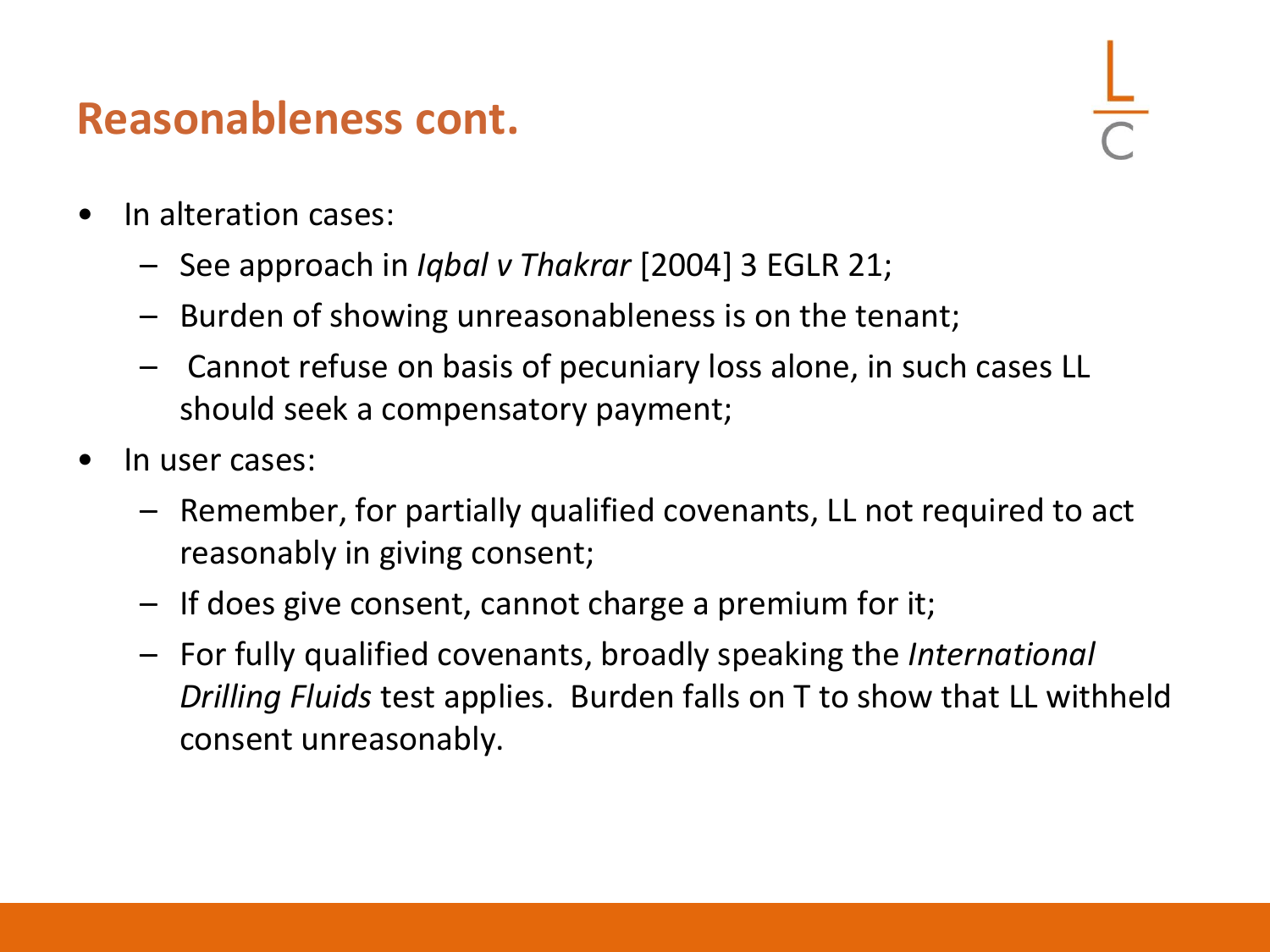## Reasonableness cont.

- In alteration cases:
  - See approach in *Iqbal v Thakrar* [2004] 3 EGLR 21;
  - Burden of showing unreasonableness is on the tenant;
  - Cannot refuse on basis of pecuniary loss alone, in such cases LL should seek a compensatory payment;
- In user cases:
  - Remember, for partially qualified covenants, LL not required to act reasonably in giving consent;
  - If does give consent, cannot charge a premium for it;
  - For fully qualified covenants, broadly speaking the *International Drilling Fluids* test applies. Burden falls on T to show that LL withheld consent unreasonably.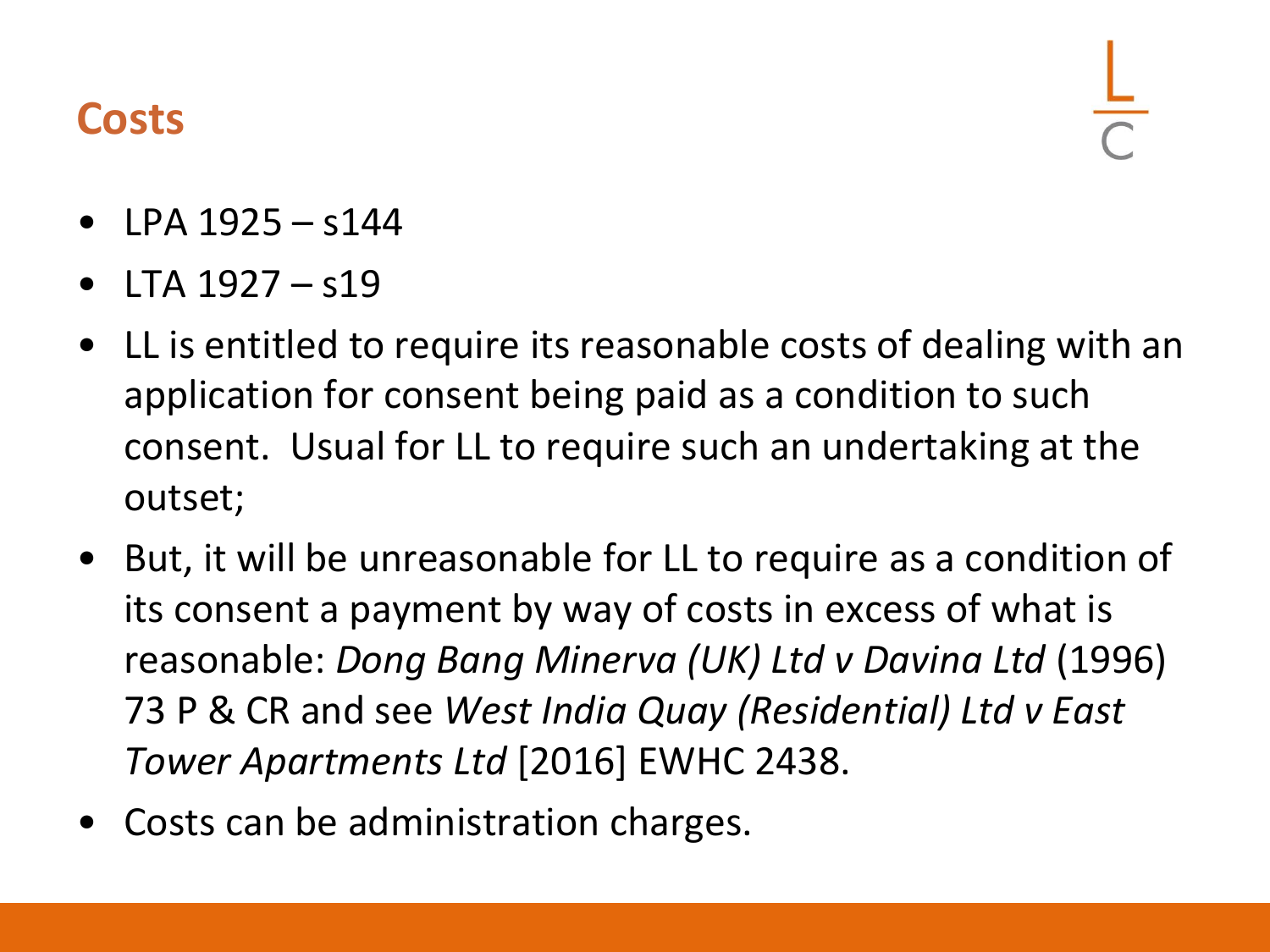## Costs

- LPA 1925 – s144
- LTA 1927 – s19
- LL is entitled to require its reasonable costs of dealing with an application for consent being paid as a condition to such consent. Usual for LL to require such an undertaking at the outset;
- But, it will be unreasonable for LL to require as a condition of its consent a payment by way of costs in excess of what is reasonable: *Dong Bang Minerva (UK) Ltd v Davina Ltd* (1996) 73 P & CR and see *West India Quay (Residential) Ltd v East Tower Apartments Ltd* [2016] EWHC 2438.
- Costs can be administration charges.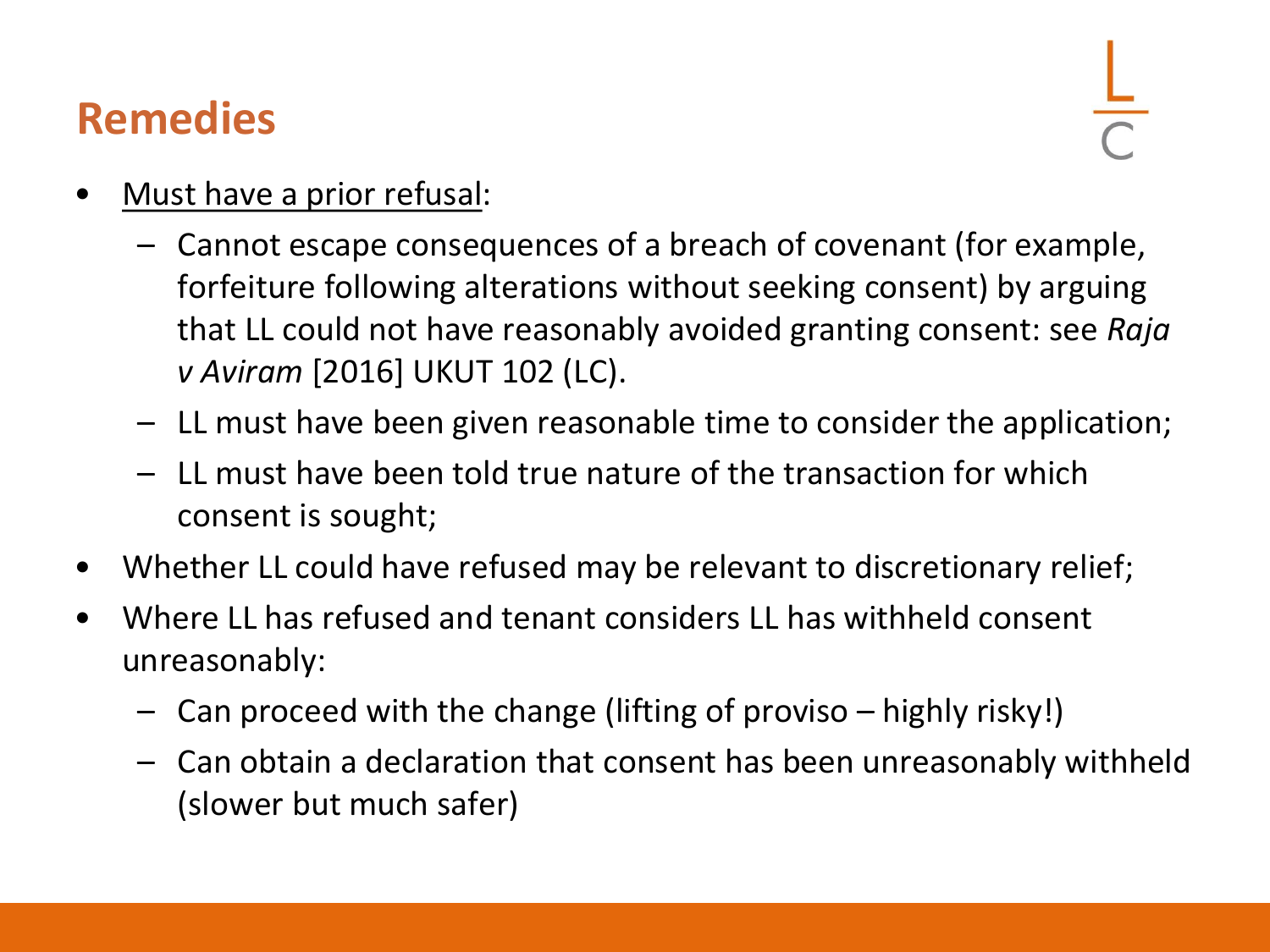# Remedies

- <u>Must have a prior refusal</u>:
  - Cannot escape consequences of a breach of covenant (for example, forfeiture following alterations without seeking consent) by arguing that LL could not have reasonably avoided granting consent: see *Raja v Aviram* [2016] UKUT 102 (LC).
  - LL must have been given reasonable time to consider the application;
  - LL must have been told true nature of the transaction for which consent is sought;
- Whether LL could have refused may be relevant to discretionary relief;
- Where LL has refused and tenant considers LL has withheld consent unreasonably:
  - Can proceed with the change (lifting of proviso – highly risky!)
  - Can obtain a declaration that consent has been unreasonably withheld (slower but much safer)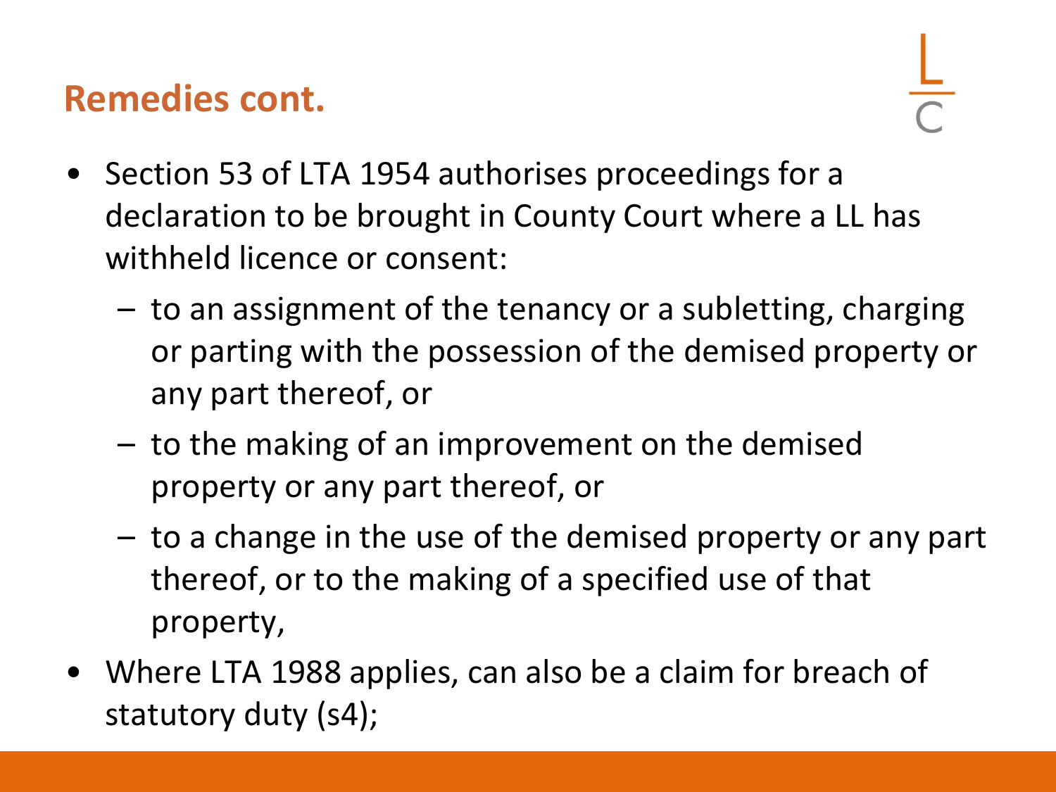## Remedies cont.

- Section 53 of LTA 1954 authorises proceedings for a declaration to be brought in County Court where a LL has withheld licence or consent:
  - to an assignment of the tenancy or a subletting, charging or parting with the possession of the demised property or any part thereof, or
  - to the making of an improvement on the demised property or any part thereof, or
  - to a change in the use of the demised property or any part thereof, or to the making of a specified use of that property,
- Where LTA 1988 applies, can also be a claim for breach of statutory duty (s4);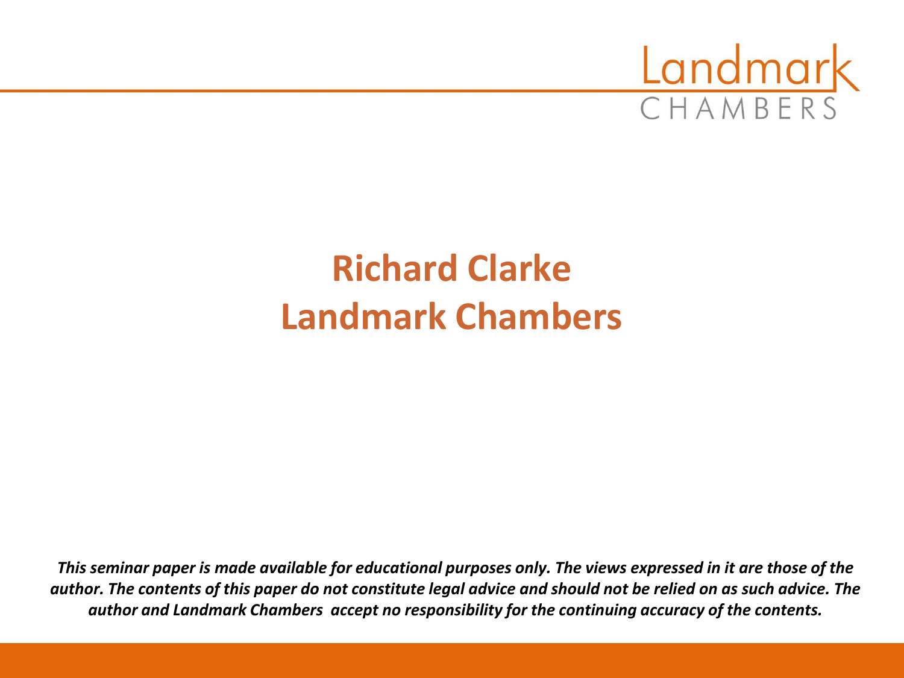# Richard Clarke
# Landmark Chambers

***This seminar paper is made available for educational purposes only. The views expressed in it are those of the author. The contents of this paper do not constitute legal advice and should not be relied on as such advice. The author and Landmark Chambers accept no responsibility for the continuing accuracy of the contents.***